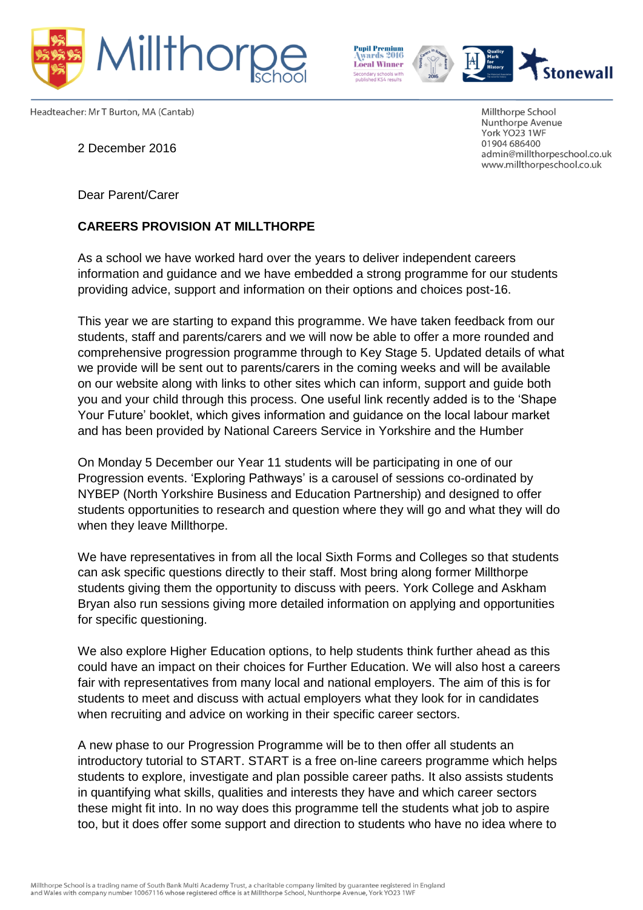Millthorpe School

Headteacher: Mr T Burton, MA (Cantab)

Millthorpe School
Nunthorpe Avenue
York YO23 1WF
01904 686400
admin@millthorpeschool.co.uk
www.millthorpeschool.co.uk

2 December 2016

Dear Parent/Carer

**CAREERS PROVISION AT MILLTHORPE**

As a school we have worked hard over the years to deliver independent careers information and guidance and we have embedded a strong programme for our students providing advice, support and information on their options and choices post-16.

This year we are starting to expand this programme. We have taken feedback from our students, staff and parents/carers and we will now be able to offer a more rounded and comprehensive progression programme through to Key Stage 5. Updated details of what we provide will be sent out to parents/carers in the coming weeks and will be available on our website along with links to other sites which can inform, support and guide both you and your child through this process. One useful link recently added is to the 'Shape Your Future' booklet, which gives information and guidance on the local labour market and has been provided by National Careers Service in Yorkshire and the Humber

On Monday 5 December our Year 11 students will be participating in one of our Progression events. 'Exploring Pathways' is a carousel of sessions co-ordinated by NYBEP (North Yorkshire Business and Education Partnership) and designed to offer students opportunities to research and question where they will go and what they will do when they leave Millthorpe.

We have representatives in from all the local Sixth Forms and Colleges so that students can ask specific questions directly to their staff. Most bring along former Millthorpe students giving them the opportunity to discuss with peers. York College and Askham Bryan also run sessions giving more detailed information on applying and opportunities for specific questioning.

We also explore Higher Education options, to help students think further ahead as this could have an impact on their choices for Further Education. We will also host a careers fair with representatives from many local and national employers. The aim of this is for students to meet and discuss with actual employers what they look for in candidates when recruiting and advice on working in their specific career sectors.

A new phase to our Progression Programme will be to then offer all students an introductory tutorial to START. START is a free on-line careers programme which helps students to explore, investigate and plan possible career paths. It also assists students in quantifying what skills, qualities and interests they have and which career sectors these might fit into. In no way does this programme tell the students what job to aspire too, but it does offer some support and direction to students who have no idea where to

Millthorpe School is a trading name of South Bank Multi Academy Trust, a charitable company limited by guarantee registered in England and Wales with company number 10067116 whose registered office is at Millthorpe School, Nunthorpe Avenue, York YO23 1WF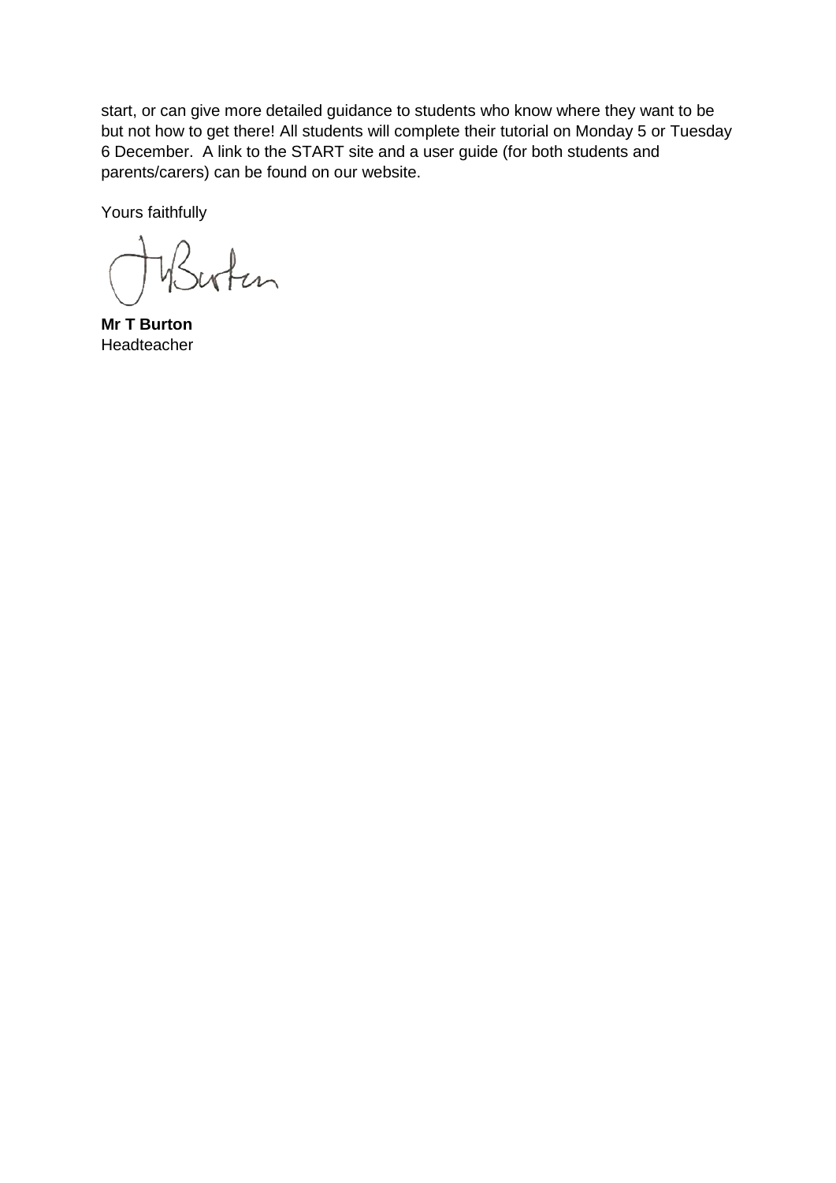start, or can give more detailed guidance to students who know where they want to be but not how to get there! All students will complete their tutorial on Monday 5 or Tuesday 6 December. A link to the START site and a user guide (for both students and parents/carers) can be found on our website.

Yours faithfully

**Mr T Burton**
Headteacher